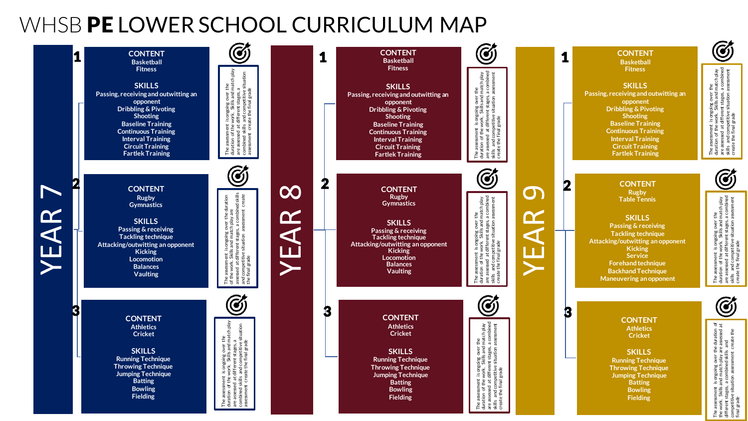# WHSB PE LOWER SCHOOL CURRICULUM MAP

## YEAR 7

### 1

**CONTENT**
Basketball
Fitness

**SKILLS**
Passing, receiving and outwitting an opponent
Dribbling & Pivoting
Shooting
Baseline Training
Continuous Training
Interval Training
Circuit Training
Fartlek Training

The assessment is ongoing over the duration of the work. Skills and match play are assessed at different stages, a combined skills and competitive situation assessment create the final grade

### 2

**CONTENT**
Rugby
Gymnastics

**SKILLS**
Passing & receiving
Tackling technique
Attacking/outwitting an opponent
Kicking
Locomotion
Balances
Vaulting

The assessment is ongoing over the duration of the work. Skills and match play are assessed at different stages, a combined skills and competitive situation assessment create the final grade

### 3

**CONTENT**
Athletics
Cricket

**SKILLS**
Running Technique
Throwing Technique
Jumping Technique
Batting
Bowling
Fielding

The assessment is ongoing over the duration of the work. Skills and match play are assessed at different stages, a combined skills and competitive situation assessment create the final grade

## YEAR 8

### 1

**CONTENT**
Basketball
Fitness

**SKILLS**
Passing, receiving and outwitting an opponent
Dribbling & Pivoting
Shooting
Baseline Training
Continuous Training
Interval Training
Circuit Training
Fartlek Training

The assessment is ongoing over the duration of the work. Skills and match play are assessed at different stages, a combined skills and competitive situation assessment create the final grade

### 2

**CONTENT**
Rugby
Gymnastics

**SKILLS**
Passing & receiving
Tackling technique
Attacking/outwitting an opponent
Kicking
Locomotion
Balances
Vaulting

The assessment is ongoing over the duration of the work. Skills and match play are assessed at different stages, a combined skills and competitive situation assessment create the final grade

### 3

**CONTENT**
Athletics
Cricket

**SKILLS**
Running Technique
Throwing Technique
Jumping Technique
Batting
Bowling
Fielding

The assessment is ongoing over the duration of the work. Skills and match play are assessed at different stages, a combined skills and competitive situation assessment create the final grade

## YEAR 9

### 1

**CONTENT**
Basketball
Fitness

**SKILLS**
Passing, receiving and outwitting an opponent
Dribbling & Pivoting
Shooting
Baseline Training
Continuous Training
Interval Training
Circuit Training
Fartlek Training

The assessment is ongoing over the duration of the work. Skills and match play are assessed at different stages, a combined skills and competitive situation assessment create the final grade

### 2

**CONTENT**
Rugby
Table Tennis

**SKILLS**
Passing & receiving
Tackling technique
Attacking/outwitting an opponent
Kicking
Service
Forehand technique
Backhand Technique
Maneuvering an opponent

The assessment is ongoing over the duration of the work. Skills and match play are assessed at different stages, a combined skills and competitive situation assessment create the final grade

### 3

**CONTENT**
Athletics
Cricket

**SKILLS**
Running Technique
Throwing Technique
Jumping Technique
Batting
Bowling
Fielding

The assessment is ongoing over the duration of the work. Skills and match play are assessed at different stages, a combined skills and competitive situation assessment create the final grade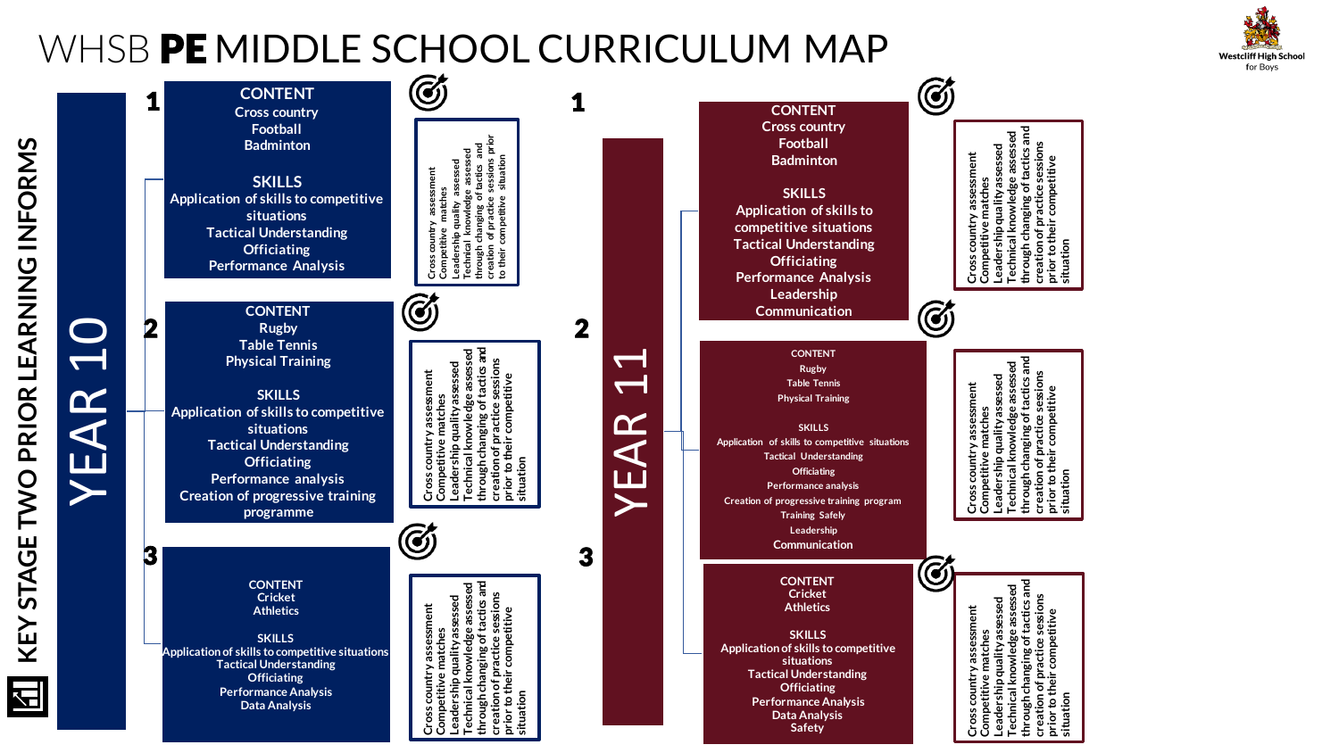# WHSB **PE** MIDDLE SCHOOL CURRICULUM MAP

Westcliff High School for Boys

KEY STAGE TWO PRIOR LEARNING INFORMS

## YEAR 10

### 1

**CONTENT**
Cross country
Football
Badminton

**SKILLS**
Application of skills to competitive situations
Tactical Understanding
Officiating
Performance Analysis

Cross country assessment
Competitive matches
Leadership quality assessed
Technical knowledge assessed through changing of tactics and creation of practice sessions prior to their competitive situation

### 2

**CONTENT**
Rugby
Table Tennis
Physical Training

**SKILLS**
Application of skills to competitive situations
Tactical Understanding
Officiating
Performance analysis
Creation of progressive training programme

Cross country assessment
Competitive matches
Leadership quality assessed
Technical knowledge assessed through changing of tactics and creation of practice sessions prior to their competitive situation

### 3

**CONTENT**
Cricket
Athletics

**SKILLS**
Application of skills to competitive situations
Tactical Understanding
Officiating
Performance Analysis
Data Analysis

Cross country assessment
Competitive matches
Leadership quality assessed
Technical knowledge assessed through changing of tactics and creation of practice sessions prior to their competitive situation

## YEAR 11

### 1

**CONTENT**
Cross country
Football
Badminton

**SKILLS**
Application of skills to competitive situations
Tactical Understanding
Officiating
Performance Analysis
Leadership
Communication

Cross country assessment
Competitive matches
Leadership quality assessed
Technical knowledge assessed through changing of tactics and creation of practice sessions prior to their competitive situation

### 2

**CONTENT**
Rugby
Table Tennis
Physical Training

**SKILLS**
Application of skills to competitive situations
Tactical Understanding
Officiating
Performance analysis
Creation of progressive training program
Training Safely
Leadership
Communication

Cross country assessment
Competitive matches
Leadership quality assessed
Technical knowledge assessed through changing of tactics and creation of practice sessions prior to their competitive situation

### 3

**CONTENT**
Cricket
Athletics

**SKILLS**
Application of skills to competitive situations
Tactical Understanding
Officiating
Performance Analysis
Data Analysis
Safety

Cross country assessment
Competitive matches
Leadership quality assessed
Technical knowledge assessed through changing of tactics and creation of practice sessions prior to their competitive situation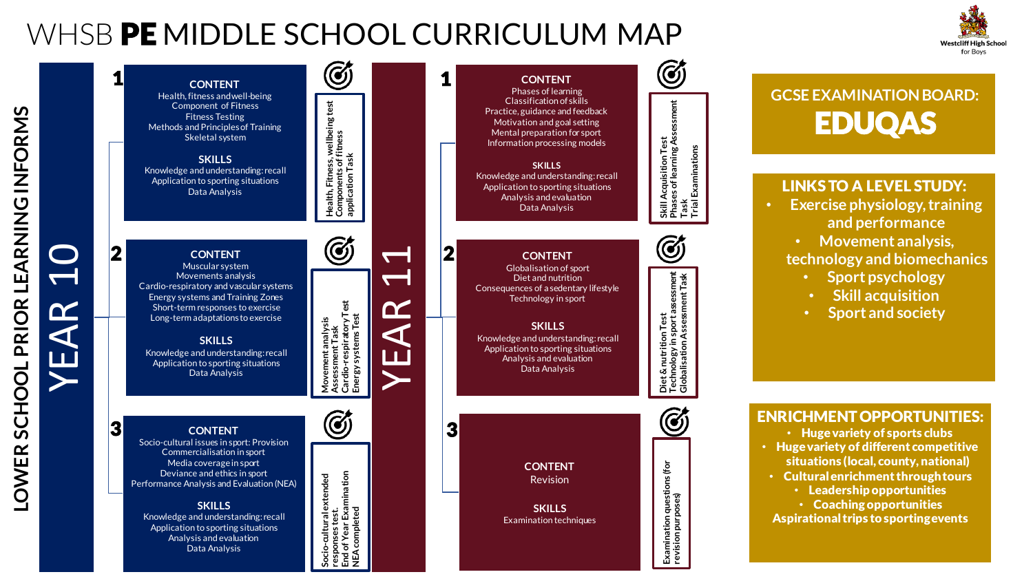# WHSB **PE** MIDDLE SCHOOL CURRICULUM MAP

Westcliff High School for Boys

**LOWER SCHOOL PRIOR LEARNING INFORMS**

## YEAR 10

### 1

**CONTENT**

Health, fitness and well-being
Component of Fitness
Fitness Testing
Methods and Principles of Training
Skeletal system

**SKILLS**

Knowledge and understanding: recall
Application to sporting situations
Data Analysis

*Assessment:* Health, Fitness, wellbeing test
Components of fitness application Task

### 2

**CONTENT**

Muscular system
Movements analysis
Cardio-respiratory and vascular systems
Energy systems and Training Zones
Short-term responses to exercise
Long-term adaptations to exercise

**SKILLS**

Knowledge and understanding: recall
Application to sporting situations
Data Analysis

*Assessment:* Movement analysis Assessment Task
Cardio-respiratory Test
Energy systems Test

### 3

**CONTENT**

Socio-cultural issues in sport: Provision
Commercialisation in sport
Media coverage in sport
Deviance and ethics in sport
Performance Analysis and Evaluation (NEA)

**SKILLS**

Knowledge and understanding: recall
Application to sporting situations
Analysis and evaluation
Data Analysis

*Assessment:* Socio-cultural extended responses test.
End of Year Examination
NEA completed

## YEAR 11

### 1

**CONTENT**

Phases of learning
Classification of skills
Practice, guidance and feedback
Motivation and goal setting
Mental preparation for sport
Information processing models

**SKILLS**

Knowledge and understanding: recall
Application to sporting situations
Analysis and evaluation
Data Analysis

*Assessment:* Skill Acquisition Test
Phases of learning Assessment Task
Trial Examinations

### 2

**CONTENT**

Globalisation of sport
Diet and nutrition
Consequences of a sedentary lifestyle
Technology in sport

**SKILLS**

Knowledge and understanding: recall
Application to sporting situations
Analysis and evaluation
Data Analysis

*Assessment:* Diet & nutrition Test
Technology in sport assessment
Globalisation Assessment Task

### 3

**CONTENT**

Revision

**SKILLS**

Examination techniques

*Assessment:* Examination questions (for revision purposes)

## GCSE EXAMINATION BOARD: EDUQAS

## LINKS TO A LEVEL STUDY:

- Exercise physiology, training and performance
- Movement analysis, technology and biomechanics
- Sport psychology
- Skill acquisition
- Sport and society

## ENRICHMENT OPPORTUNITIES:

- Huge variety of sports clubs
- Huge variety of different competitive situations (local, county, national)
- Cultural enrichment through tours
- Leadership opportunities
- Coaching opportunities
- Aspirational trips to sporting events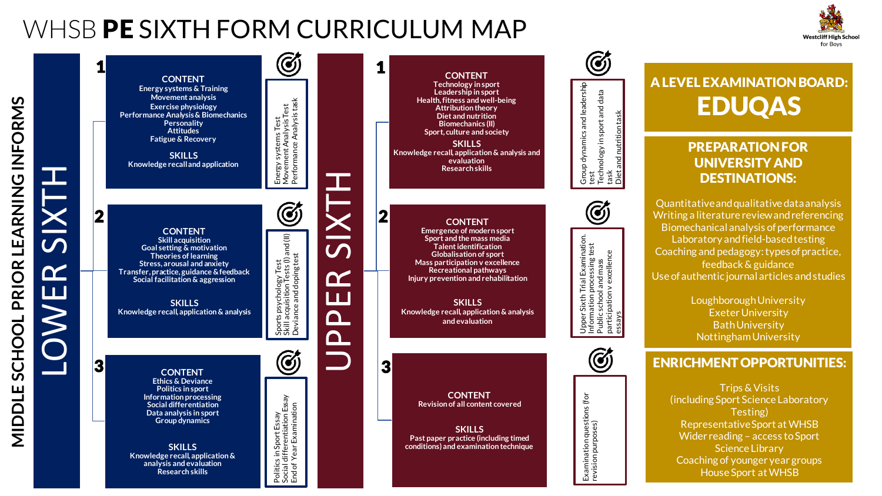# WHSB **PE** SIXTH FORM CURRICULUM MAP

Westcliff High School for Boys

MIDDLE SCHOOL PRIOR LEARNING INFORMS

## LOWER SIXTH

### 1

**CONTENT**
Energy systems & Training
Movement analysis
Exercise physiology
Performance Analysis & Biomechanics
Personality
Attitudes
Fatigue & Recovery

**SKILLS**
Knowledge recall and application

Energy systems Test
Movement Analysis Test
Performance Analysis task

### 2

**CONTENT**
Skill acquisition
Goal setting & motivation
Theories of learning
Stress, arousal and anxiety
Transfer, practice, guidance & feedback
Social facilitation & aggression

**SKILLS**
Knowledge recall, application & analysis

Sports psychology Test
Skill acquisition Tests (I) and (II)
Deviance and doping test

### 3

**CONTENT**
Ethics & Deviance
Politics in sport
Information processing
Social differentiation
Data analysis in sport
Group dynamics

**SKILLS**
Knowledge recall, application & analysis and evaluation
Research skills

Politics in Sport Essay
Social differentiation Essay
End of Year Examination

## UPPER SIXTH

### 1

**CONTENT**
Technology in sport
Leadership in sport
Health, fitness and well-being
Attribution theory
Diet and nutrition
Biomechanics (II)
Sport, culture and society

**SKILLS**
Knowledge recall, application & analysis and evaluation
Research skills

Group dynamics and leadership test
Technology in sport and data task
Diet and nutrition task

### 2

**CONTENT**
Emergence of modern sport
Sport and the mass media
Talent identification
Globalisation of sport
Mass participation v excellence
Recreational pathways
Injury prevention and rehabilitation

**SKILLS**
Knowledge recall, application & analysis and evaluation

Upper Sixth Trial Examination.
Information processing test
Public school and mass participation v excellence essays

### 3

**CONTENT**
Revision of all content covered

**SKILLS**
Past paper practice (including timed conditions) and examination technique

Examination questions (for revision purposes)

## A LEVEL EXAMINATION BOARD: EDUQAS

## PREPARATION FOR UNIVERSITY AND DESTINATIONS:

Quantitative and qualitative data analysis
Writing a literature review and referencing
Biomechanical analysis of performance
Laboratory and field-based testing
Coaching and pedagogy: types of practice, feedback & guidance
Use of authentic journal articles and studies

Loughborough University
Exeter University
Bath University
Nottingham University

## ENRICHMENT OPPORTUNITIES:

Trips & Visits
(including Sport Science Laboratory Testing)
Representative Sport at WHSB
Wider reading – access to Sport Science Library
Coaching of younger year groups
House Sport at WHSB